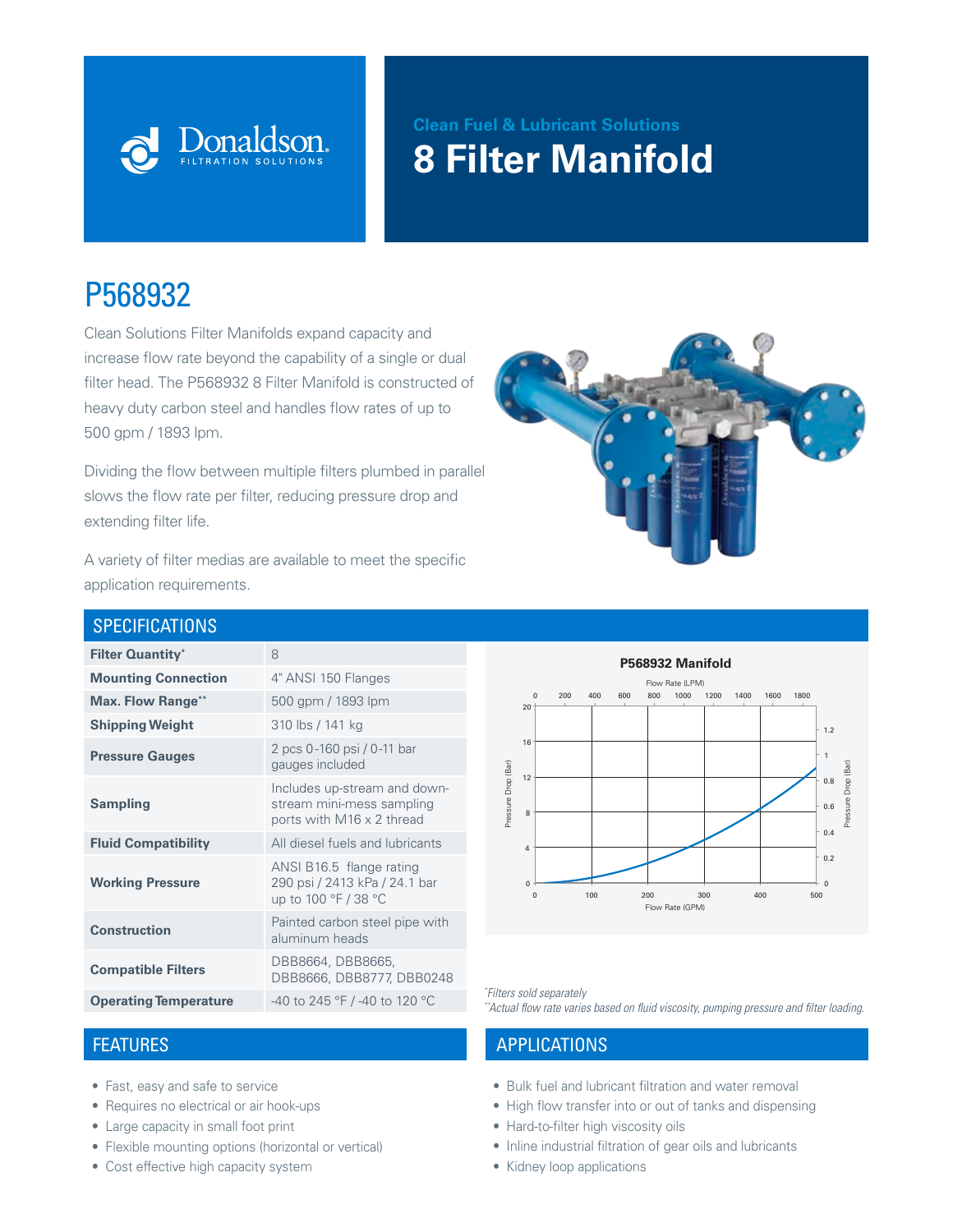Donaldson. FILTRATION SOLUTIONS

**Clean Fuel & Lubricant Solutions**

# 8 Filter Manifold

## P568932

Clean Solutions Filter Manifolds expand capacity and increase flow rate beyond the capability of a single or dual filter head. The P568932 8 Filter Manifold is constructed of heavy duty carbon steel and handles flow rates of up to 500 gpm / 1893 lpm.

Dividing the flow between multiple filters plumbed in parallel slows the flow rate per filter, reducing pressure drop and extending filter life.

A variety of filter medias are available to meet the specific application requirements.

## SPECIFICATIONS

| | |
|---|---|
| **Filter Quantity*** | 8 |
| **Mounting Connection** | 4" ANSI 150 Flanges |
| **Max. Flow Range**** | 500 gpm / 1893 lpm |
| **Shipping Weight** | 310 lbs / 141 kg |
| **Pressure Gauges** | 2 pcs 0-160 psi / 0-11 bar gauges included |
| **Sampling** | Includes up-stream and down-stream mini-mess sampling ports with M16 x 2 thread |
| **Fluid Compatibility** | All diesel fuels and lubricants |
| **Working Pressure** | ANSI B16.5 flange rating 290 psi / 2413 kPa / 24.1 bar up to 100 °F / 38 °C |
| **Construction** | Painted carbon steel pipe with aluminum heads |
| **Compatible Filters** | DBB8664, DBB8665, DBB8666, DBB8777, DBB0248 |
| **Operating Temperature** | -40 to 245 °F / -40 to 120 °C |

**P568932 Manifold**

(Chart: Pressure Drop (PSI, 0–20; Bar, 0–1.2) vs. Flow Rate (GPM, 0–500; LPM, 0–1800))

*Filters sold separately

**Actual flow rate varies based on fluid viscosity, pumping pressure and filter loading.

## FEATURES

- Fast, easy and safe to service
- Requires no electrical or air hook-ups
- Large capacity in small foot print
- Flexible mounting options (horizontal or vertical)
- Cost effective high capacity system

## APPLICATIONS

- Bulk fuel and lubricant filtration and water removal
- High flow transfer into or out of tanks and dispensing
- Hard-to-filter high viscosity oils
- Inline industrial filtration of gear oils and lubricants
- Kidney loop applications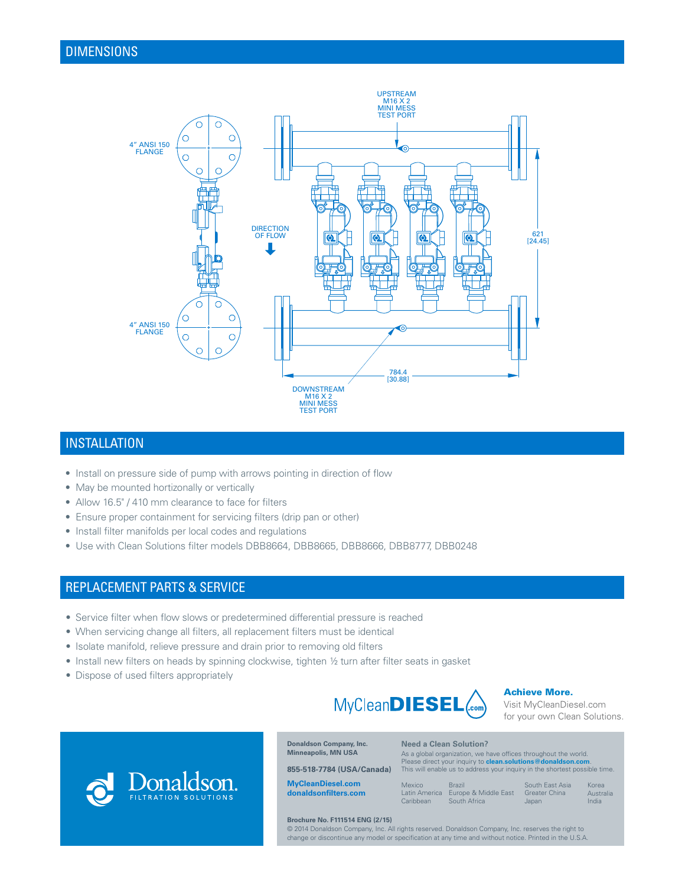## DIMENSIONS

UPSTREAM
M16 X 2
MINI MESS
TEST PORT

4" ANSI 150
FLANGE

DIRECTION
OF FLOW

621
[24.45]

4" ANSI 150
FLANGE

784.4
[30.88]

DOWNSTREAM
M16 X 2
MINI MESS
TEST PORT

## INSTALLATION

- Install on pressure side of pump with arrows pointing in direction of flow
- May be mounted hortizonally or vertically
- Allow 16.5" / 410 mm clearance to face for filters
- Ensure proper containment for servicing filters (drip pan or other)
- Install filter manifolds per local codes and regulations
- Use with Clean Solutions filter models DBB8664, DBB8665, DBB8666, DBB8777, DBB0248

## REPLACEMENT PARTS & SERVICE

- Service filter when flow slows or predetermined differential pressure is reached
- When servicing change all filters, all replacement filters must be identical
- Isolate manifold, relieve pressure and drain prior to removing old filters
- Install new filters on heads by spinning clockwise, tighten ½ turn after filter seats in gasket
- Dispose of used filters appropriately

MyCleanDIESEL.com

**Achieve More.**
Visit MyCleanDiesel.com
for your own Clean Solutions.

Donaldson.
FILTRATION SOLUTIONS

**Donaldson Company, Inc.**
**Minneapolis, MN USA**

**855-518-7784 (USA/Canada)**

**MyCleanDiesel.com**
**donaldsonfilters.com**

**Need a Clean Solution?**
As a global organization, we have offices throughout the world.
Please direct your inquiry to **clean.solutions@donaldson.com**.
This will enable us to address your inquiry in the shortest possible time.

| | | | |
|---|---|---|---|
| Mexico | Brazil | South East Asia | Korea |
| Latin America | Europe & Middle East | Greater China | Australia |
| Caribbean | South Africa | Japan | India |

**Brochure No. F111514 ENG (2/15)**
© 2014 Donaldson Company, Inc. All rights reserved. Donaldson Company, Inc. reserves the right to change or discontinue any model or specification at any time and without notice. Printed in the U.S.A.